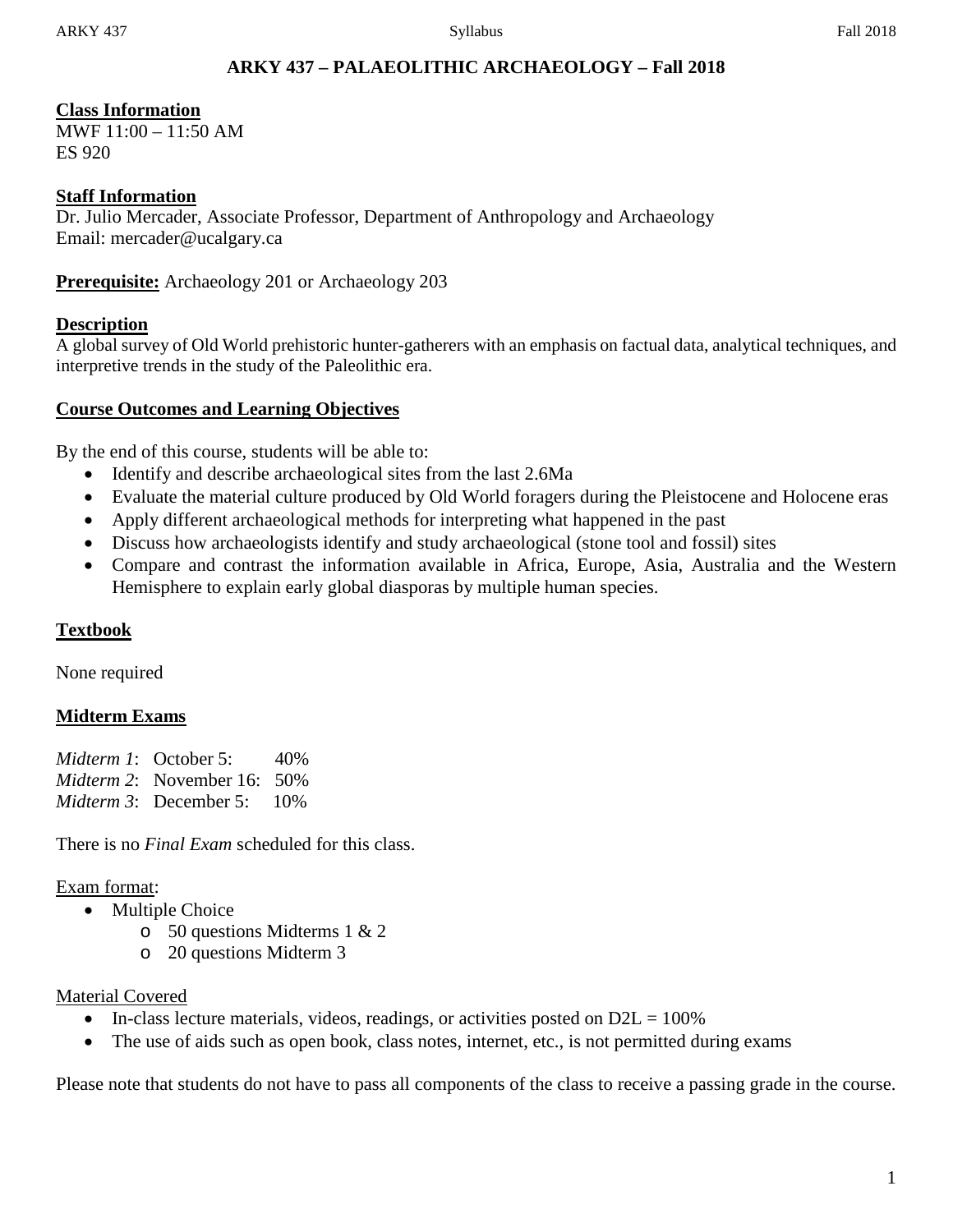# ARKY 437 – PALAEOLITHIC ARCHAEOLOGY – Fall 2018

## Class Information

MWF 11:00 – 11:50 AM
ES 920

## Staff Information

Dr. Julio Mercader, Associate Professor, Department of Anthropology and Archaeology
Email: mercader@ucalgary.ca

**Prerequisite:** Archaeology 201 or Archaeology 203

## Description

A global survey of Old World prehistoric hunter-gatherers with an emphasis on factual data, analytical techniques, and interpretive trends in the study of the Paleolithic era.

## Course Outcomes and Learning Objectives

By the end of this course, students will be able to:

- Identify and describe archaeological sites from the last 2.6Ma
- Evaluate the material culture produced by Old World foragers during the Pleistocene and Holocene eras
- Apply different archaeological methods for interpreting what happened in the past
- Discuss how archaeologists identify and study archaeological (stone tool and fossil) sites
- Compare and contrast the information available in Africa, Europe, Asia, Australia and the Western Hemisphere to explain early global diasporas by multiple human species.

## Textbook

None required

## Midterm Exams

*Midterm 1*: October 5: 40%
*Midterm 2*: November 16: 50%
*Midterm 3*: December 5: 10%

There is no *Final Exam* scheduled for this class.

Exam format:

- Multiple Choice
  - 50 questions Midterms 1 & 2
  - 20 questions Midterm 3

Material Covered

- In-class lecture materials, videos, readings, or activities posted on D2L = 100%
- The use of aids such as open book, class notes, internet, etc., is not permitted during exams

Please note that students do not have to pass all components of the class to receive a passing grade in the course.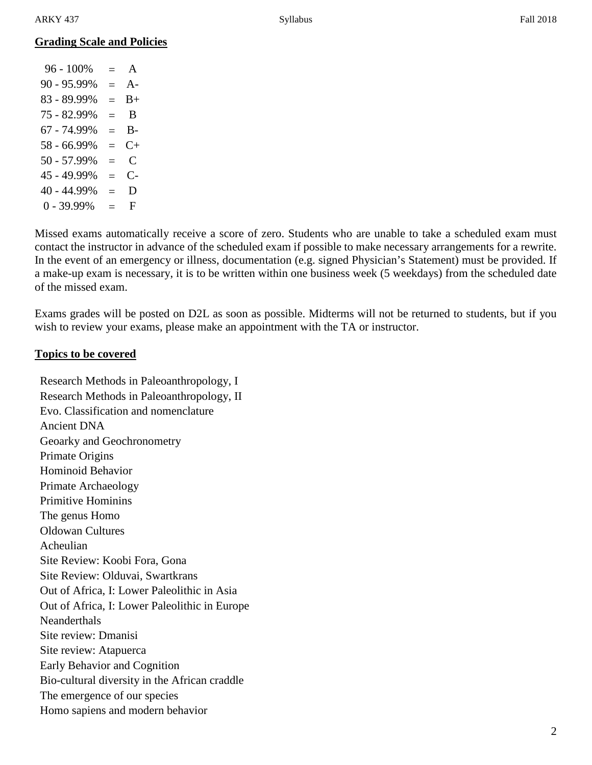## Grading Scale and Policies

| | | |
|---|---|---|
| 96 - 100% | = | A |
| 90 - 95.99% | = | A- |
| 83 - 89.99% | = | B+ |
| 75 - 82.99% | = | B |
| 67 - 74.99% | = | B- |
| 58 - 66.99% | = | C+ |
| 50 - 57.99% | = | C |
| 45 - 49.99% | = | C- |
| 40 - 44.99% | = | D |
| 0 - 39.99% | = | F |

Missed exams automatically receive a score of zero. Students who are unable to take a scheduled exam must contact the instructor in advance of the scheduled exam if possible to make necessary arrangements for a rewrite. In the event of an emergency or illness, documentation (e.g. signed Physician's Statement) must be provided. If a make-up exam is necessary, it is to be written within one business week (5 weekdays) from the scheduled date of the missed exam.

Exams grades will be posted on D2L as soon as possible. Midterms will not be returned to students, but if you wish to review your exams, please make an appointment with the TA or instructor.

## Topics to be covered

Research Methods in Paleoanthropology, I  
Research Methods in Paleoanthropology, II  
Evo. Classification and nomenclature  
Ancient DNA  
Geoarky and Geochronometry  
Primate Origins  
Hominoid Behavior  
Primate Archaeology  
Primitive Hominins  
The genus Homo  
Oldowan Cultures  
Acheulian  
Site Review: Koobi Fora, Gona  
Site Review: Olduvai, Swartkrans  
Out of Africa, I: Lower Paleolithic in Asia  
Out of Africa, I: Lower Paleolithic in Europe  
Neanderthals  
Site review: Dmanisi  
Site review: Atapuerca  
Early Behavior and Cognition  
Bio-cultural diversity in the African craddle  
The emergence of our species  
Homo sapiens and modern behavior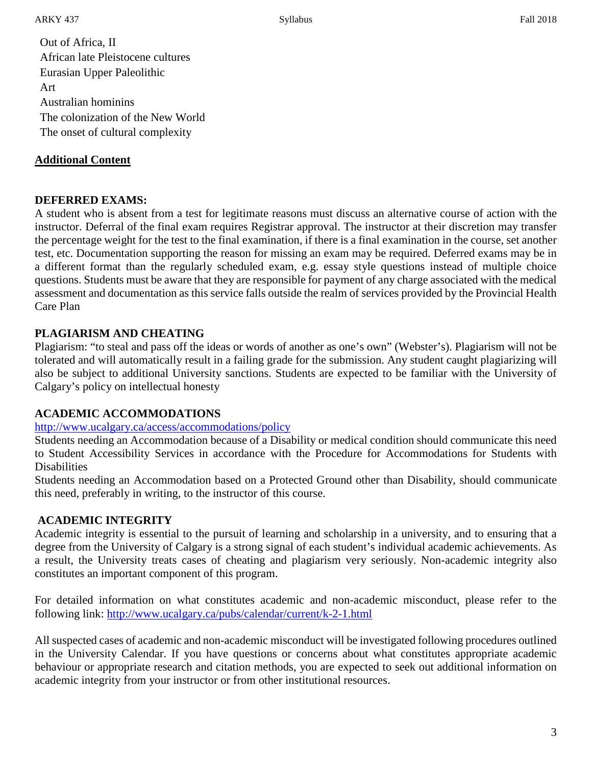Out of Africa, II
African late Pleistocene cultures
Eurasian Upper Paleolithic
Art
Australian hominins
The colonization of the New World
The onset of cultural complexity

## Additional Content

### DEFERRED EXAMS:

A student who is absent from a test for legitimate reasons must discuss an alternative course of action with the instructor. Deferral of the final exam requires Registrar approval. The instructor at their discretion may transfer the percentage weight for the test to the final examination, if there is a final examination in the course, set another test, etc. Documentation supporting the reason for missing an exam may be required. Deferred exams may be in a different format than the regularly scheduled exam, e.g. essay style questions instead of multiple choice questions. Students must be aware that they are responsible for payment of any charge associated with the medical assessment and documentation as this service falls outside the realm of services provided by the Provincial Health Care Plan

### PLAGIARISM AND CHEATING

Plagiarism: "to steal and pass off the ideas or words of another as one's own" (Webster's). Plagiarism will not be tolerated and will automatically result in a failing grade for the submission. Any student caught plagiarizing will also be subject to additional University sanctions. Students are expected to be familiar with the University of Calgary's policy on intellectual honesty

### ACADEMIC ACCOMMODATIONS

http://www.ucalgary.ca/access/accommodations/policy

Students needing an Accommodation because of a Disability or medical condition should communicate this need to Student Accessibility Services in accordance with the Procedure for Accommodations for Students with Disabilities

Students needing an Accommodation based on a Protected Ground other than Disability, should communicate this need, preferably in writing, to the instructor of this course.

### ACADEMIC INTEGRITY

Academic integrity is essential to the pursuit of learning and scholarship in a university, and to ensuring that a degree from the University of Calgary is a strong signal of each student's individual academic achievements. As a result, the University treats cases of cheating and plagiarism very seriously. Non-academic integrity also constitutes an important component of this program.

For detailed information on what constitutes academic and non-academic misconduct, please refer to the following link: http://www.ucalgary.ca/pubs/calendar/current/k-2-1.html

All suspected cases of academic and non-academic misconduct will be investigated following procedures outlined in the University Calendar. If you have questions or concerns about what constitutes appropriate academic behaviour or appropriate research and citation methods, you are expected to seek out additional information on academic integrity from your instructor or from other institutional resources.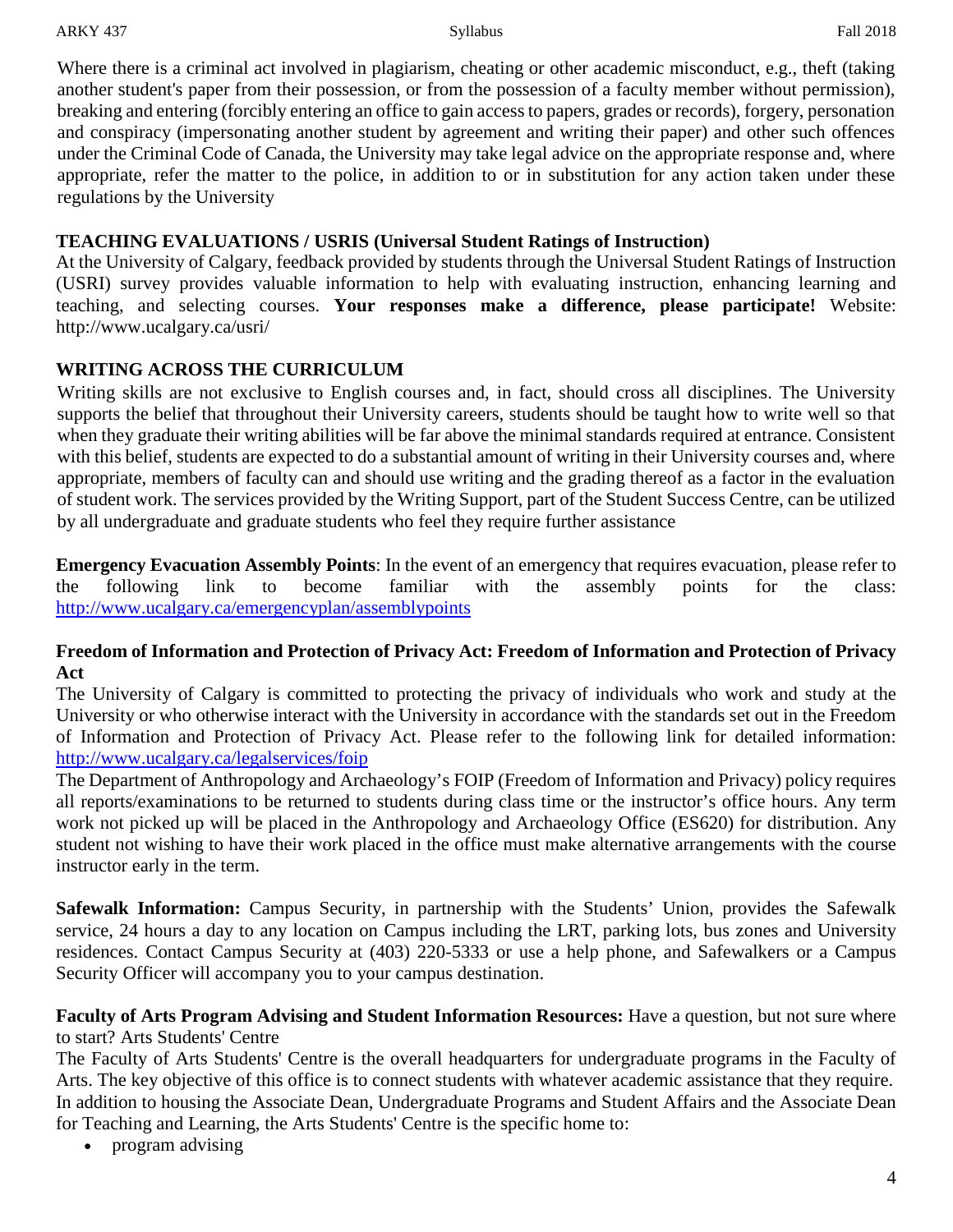Where there is a criminal act involved in plagiarism, cheating or other academic misconduct, e.g., theft (taking another student's paper from their possession, or from the possession of a faculty member without permission), breaking and entering (forcibly entering an office to gain access to papers, grades or records), forgery, personation and conspiracy (impersonating another student by agreement and writing their paper) and other such offences under the Criminal Code of Canada, the University may take legal advice on the appropriate response and, where appropriate, refer the matter to the police, in addition to or in substitution for any action taken under these regulations by the University

**TEACHING EVALUATIONS / USRIS (Universal Student Ratings of Instruction)**

At the University of Calgary, feedback provided by students through the Universal Student Ratings of Instruction (USRI) survey provides valuable information to help with evaluating instruction, enhancing learning and teaching, and selecting courses. **Your responses make a difference, please participate!** Website: http://www.ucalgary.ca/usri/

**WRITING ACROSS THE CURRICULUM**

Writing skills are not exclusive to English courses and, in fact, should cross all disciplines. The University supports the belief that throughout their University careers, students should be taught how to write well so that when they graduate their writing abilities will be far above the minimal standards required at entrance. Consistent with this belief, students are expected to do a substantial amount of writing in their University courses and, where appropriate, members of faculty can and should use writing and the grading thereof as a factor in the evaluation of student work. The services provided by the Writing Support, part of the Student Success Centre, can be utilized by all undergraduate and graduate students who feel they require further assistance

**Emergency Evacuation Assembly Points**: In the event of an emergency that requires evacuation, please refer to the following link to become familiar with the assembly points for the class: http://www.ucalgary.ca/emergencyplan/assemblypoints

**Freedom of Information and Protection of Privacy Act: Freedom of Information and Protection of Privacy Act**

The University of Calgary is committed to protecting the privacy of individuals who work and study at the University or who otherwise interact with the University in accordance with the standards set out in the Freedom of Information and Protection of Privacy Act. Please refer to the following link for detailed information: http://www.ucalgary.ca/legalservices/foip

The Department of Anthropology and Archaeology's FOIP (Freedom of Information and Privacy) policy requires all reports/examinations to be returned to students during class time or the instructor's office hours. Any term work not picked up will be placed in the Anthropology and Archaeology Office (ES620) for distribution. Any student not wishing to have their work placed in the office must make alternative arrangements with the course instructor early in the term.

**Safewalk Information:** Campus Security, in partnership with the Students' Union, provides the Safewalk service, 24 hours a day to any location on Campus including the LRT, parking lots, bus zones and University residences. Contact Campus Security at (403) 220-5333 or use a help phone, and Safewalkers or a Campus Security Officer will accompany you to your campus destination.

**Faculty of Arts Program Advising and Student Information Resources:** Have a question, but not sure where to start? Arts Students' Centre

The Faculty of Arts Students' Centre is the overall headquarters for undergraduate programs in the Faculty of Arts. The key objective of this office is to connect students with whatever academic assistance that they require. In addition to housing the Associate Dean, Undergraduate Programs and Student Affairs and the Associate Dean for Teaching and Learning, the Arts Students' Centre is the specific home to:

- program advising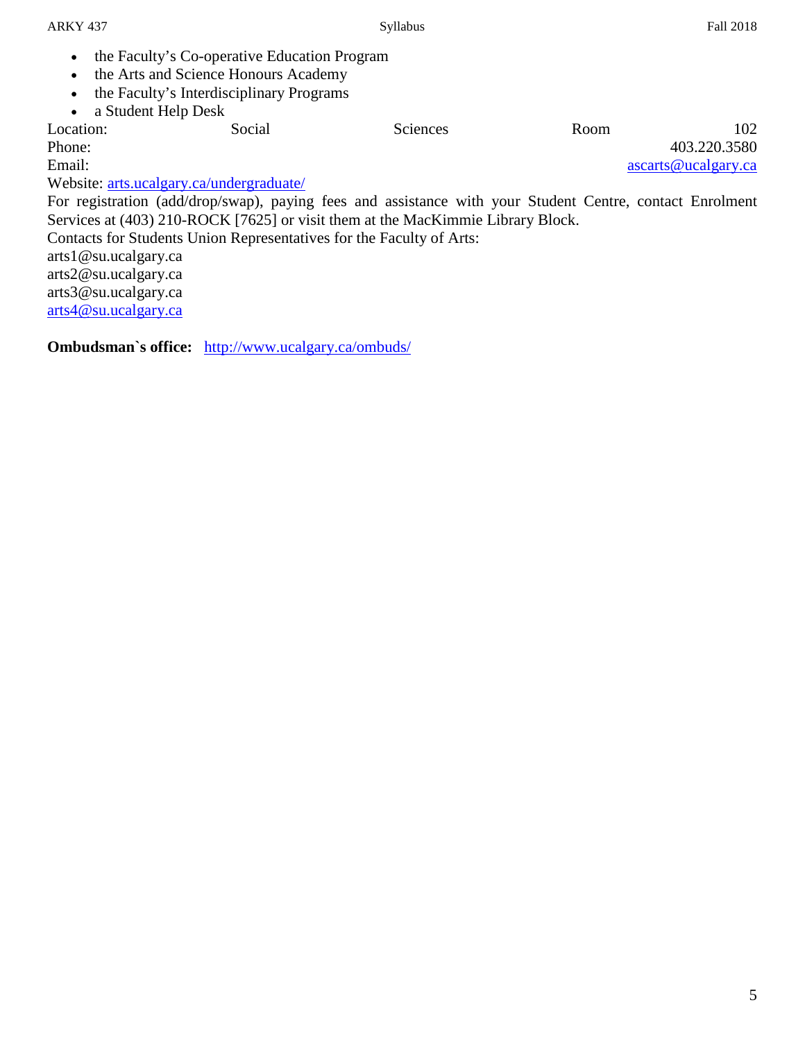- the Faculty’s Co-operative Education Program
- the Arts and Science Honours Academy
- the Faculty’s Interdisciplinary Programs
- a Student Help Desk

Location: Social Sciences Room 102
Phone: 403.220.3580
Email: ascarts@ucalgary.ca
Website: arts.ucalgary.ca/undergraduate/

For registration (add/drop/swap), paying fees and assistance with your Student Centre, contact Enrolment Services at (403) 210-ROCK [7625] or visit them at the MacKimmie Library Block.

Contacts for Students Union Representatives for the Faculty of Arts:
arts1@su.ucalgary.ca
arts2@su.ucalgary.ca
arts3@su.ucalgary.ca
arts4@su.ucalgary.ca

**Ombudsman`s office:** http://www.ucalgary.ca/ombuds/